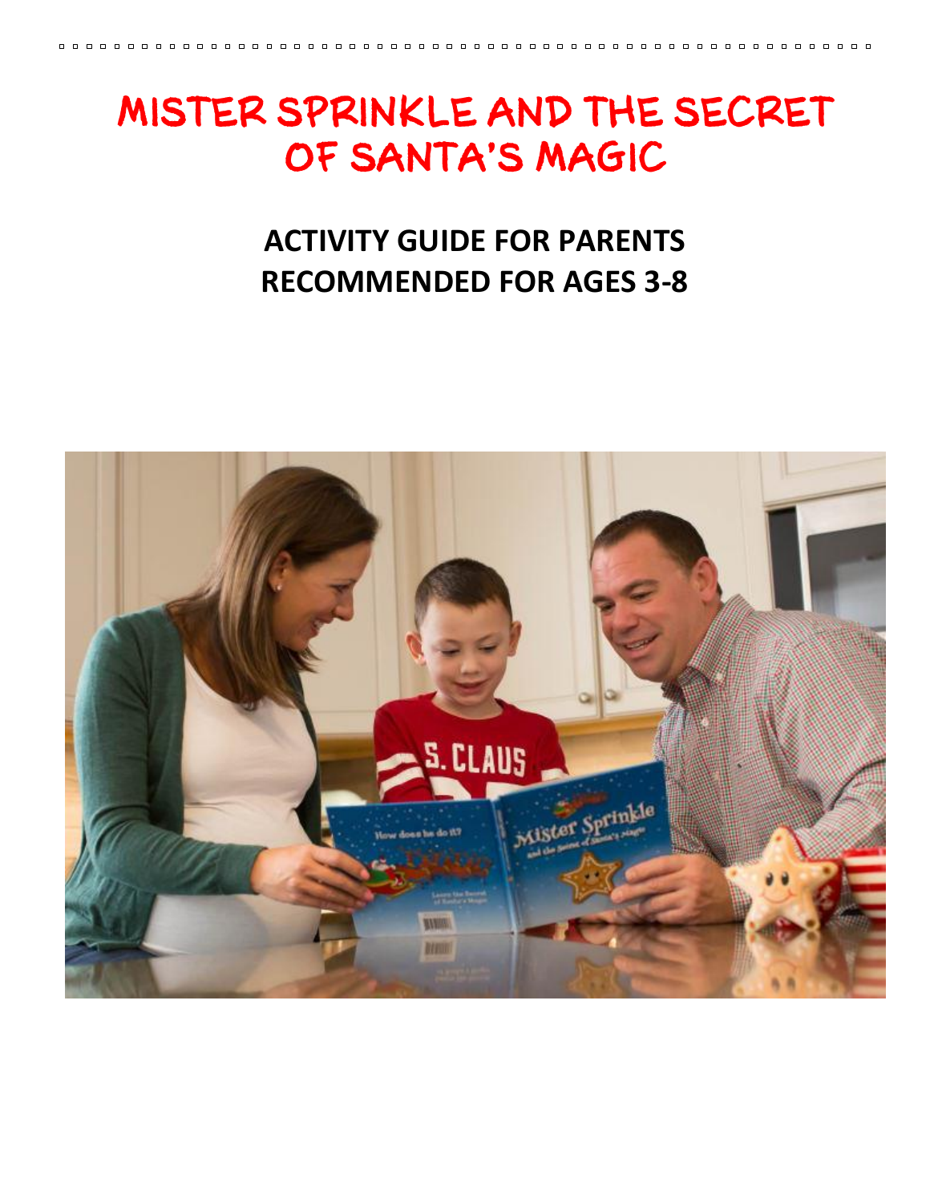# MISTER SPRINKLE AND THE SECRET OF SANTA'S MAGIC

## ACTIVITY GUIDE FOR PARENTS
## RECOMMENDED FOR AGES 3-8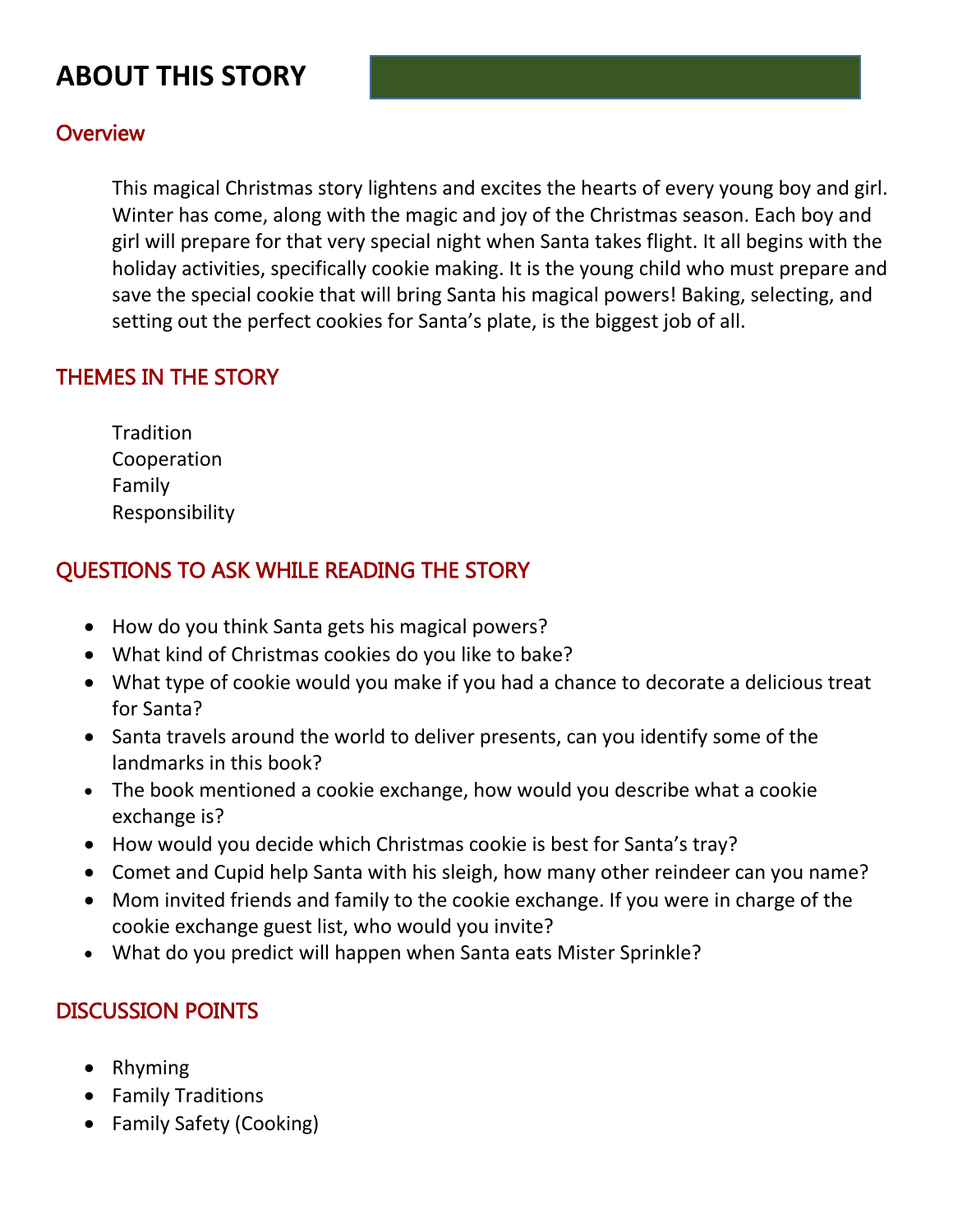# ABOUT THIS STORY

## Overview

This magical Christmas story lightens and excites the hearts of every young boy and girl. Winter has come, along with the magic and joy of the Christmas season. Each boy and girl will prepare for that very special night when Santa takes flight. It all begins with the holiday activities, specifically cookie making. It is the young child who must prepare and save the special cookie that will bring Santa his magical powers! Baking, selecting, and setting out the perfect cookies for Santa's plate, is the biggest job of all.

## THEMES IN THE STORY

Tradition
Cooperation
Family
Responsibility

## QUESTIONS TO ASK WHILE READING THE STORY

- How do you think Santa gets his magical powers?
- What kind of Christmas cookies do you like to bake?
- What type of cookie would you make if you had a chance to decorate a delicious treat for Santa?
- Santa travels around the world to deliver presents, can you identify some of the landmarks in this book?
- The book mentioned a cookie exchange, how would you describe what a cookie exchange is?
- How would you decide which Christmas cookie is best for Santa's tray?
- Comet and Cupid help Santa with his sleigh, how many other reindeer can you name?
- Mom invited friends and family to the cookie exchange. If you were in charge of the cookie exchange guest list, who would you invite?
- What do you predict will happen when Santa eats Mister Sprinkle?

## DISCUSSION POINTS

- Rhyming
- Family Traditions
- Family Safety (Cooking)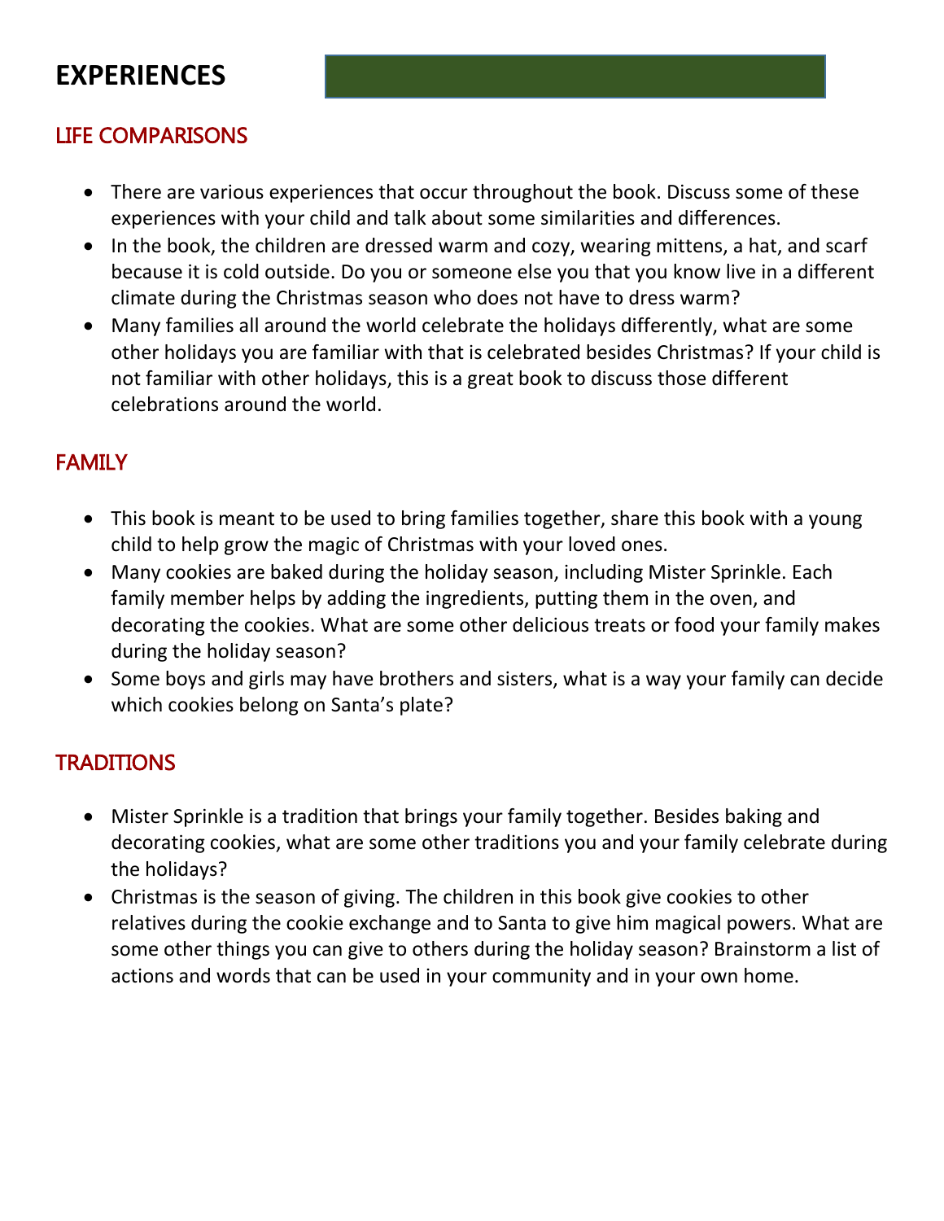# EXPERIENCES

## LIFE COMPARISONS

- There are various experiences that occur throughout the book. Discuss some of these experiences with your child and talk about some similarities and differences.
- In the book, the children are dressed warm and cozy, wearing mittens, a hat, and scarf because it is cold outside. Do you or someone else you that you know live in a different climate during the Christmas season who does not have to dress warm?
- Many families all around the world celebrate the holidays differently, what are some other holidays you are familiar with that is celebrated besides Christmas? If your child is not familiar with other holidays, this is a great book to discuss those different celebrations around the world.

## FAMILY

- This book is meant to be used to bring families together, share this book with a young child to help grow the magic of Christmas with your loved ones.
- Many cookies are baked during the holiday season, including Mister Sprinkle. Each family member helps by adding the ingredients, putting them in the oven, and decorating the cookies. What are some other delicious treats or food your family makes during the holiday season?
- Some boys and girls may have brothers and sisters, what is a way your family can decide which cookies belong on Santa's plate?

## TRADITIONS

- Mister Sprinkle is a tradition that brings your family together. Besides baking and decorating cookies, what are some other traditions you and your family celebrate during the holidays?
- Christmas is the season of giving. The children in this book give cookies to other relatives during the cookie exchange and to Santa to give him magical powers. What are some other things you can give to others during the holiday season? Brainstorm a list of actions and words that can be used in your community and in your own home.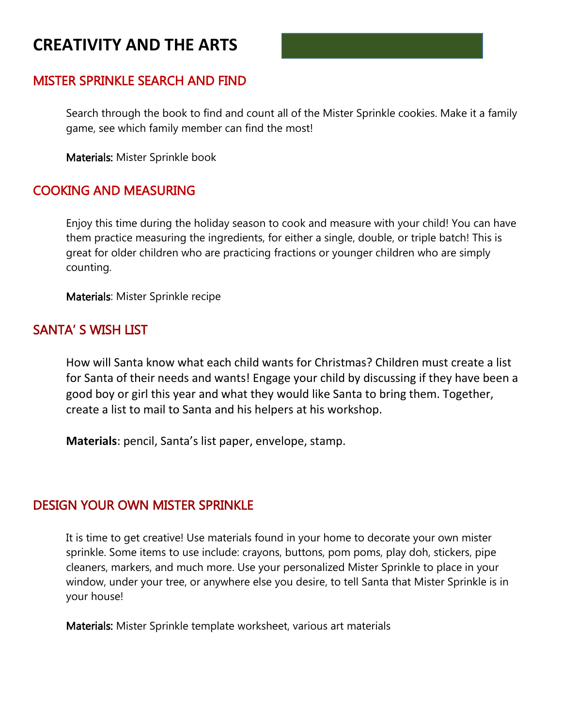# CREATIVITY AND THE ARTS

## MISTER SPRINKLE SEARCH AND FIND

Search through the book to find and count all of the Mister Sprinkle cookies. Make it a family game, see which family member can find the most!

**Materials:** Mister Sprinkle book

## COOKING AND MEASURING

Enjoy this time during the holiday season to cook and measure with your child! You can have them practice measuring the ingredients, for either a single, double, or triple batch! This is great for older children who are practicing fractions or younger children who are simply counting.

**Materials**: Mister Sprinkle recipe

## SANTA' S WISH LIST

How will Santa know what each child wants for Christmas? Children must create a list for Santa of their needs and wants! Engage your child by discussing if they have been a good boy or girl this year and what they would like Santa to bring them. Together, create a list to mail to Santa and his helpers at his workshop.

**Materials**: pencil, Santa's list paper, envelope, stamp.

## DESIGN YOUR OWN MISTER SPRINKLE

It is time to get creative! Use materials found in your home to decorate your own mister sprinkle. Some items to use include: crayons, buttons, pom poms, play doh, stickers, pipe cleaners, markers, and much more. Use your personalized Mister Sprinkle to place in your window, under your tree, or anywhere else you desire, to tell Santa that Mister Sprinkle is in your house!

**Materials:** Mister Sprinkle template worksheet, various art materials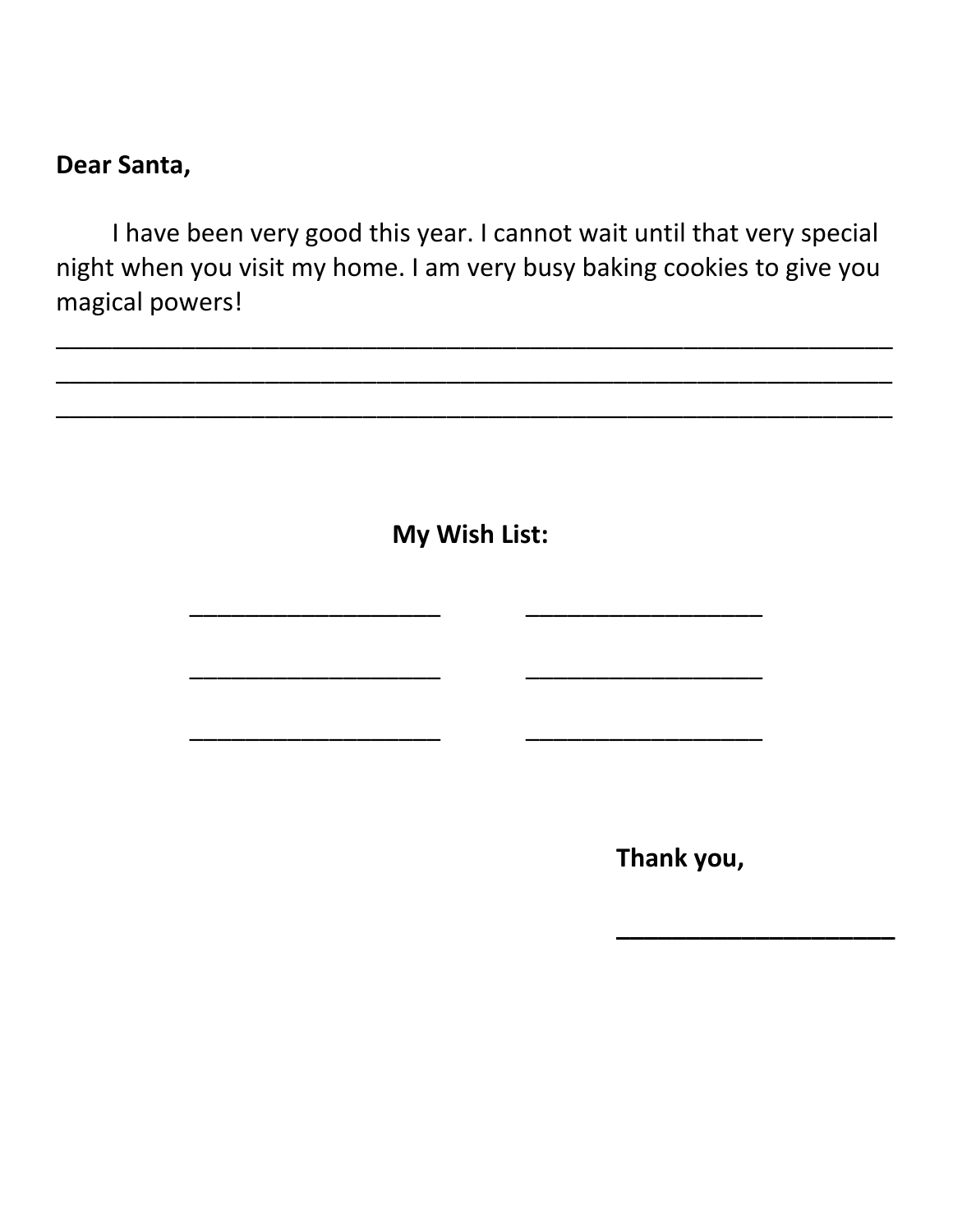**Dear Santa,**

I have been very good this year. I cannot wait until that very special night when you visit my home. I am very busy baking cookies to give you magical powers!

______________________________________________________________

______________________________________________________________

______________________________________________________________

**My Wish List:**

___________________ ___________________

___________________ ___________________

___________________ ___________________

**Thank you,**

_____________________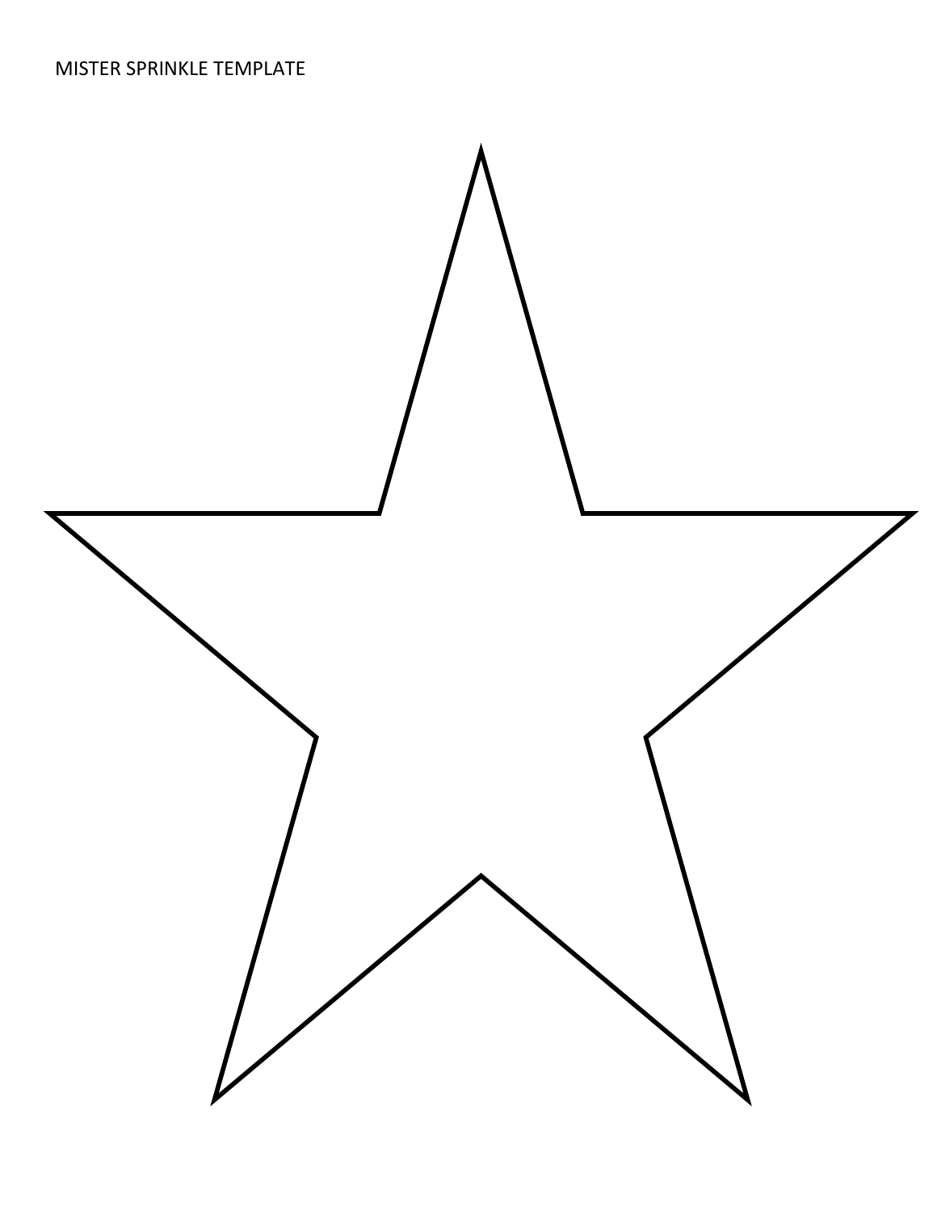MISTER SPRINKLE TEMPLATE